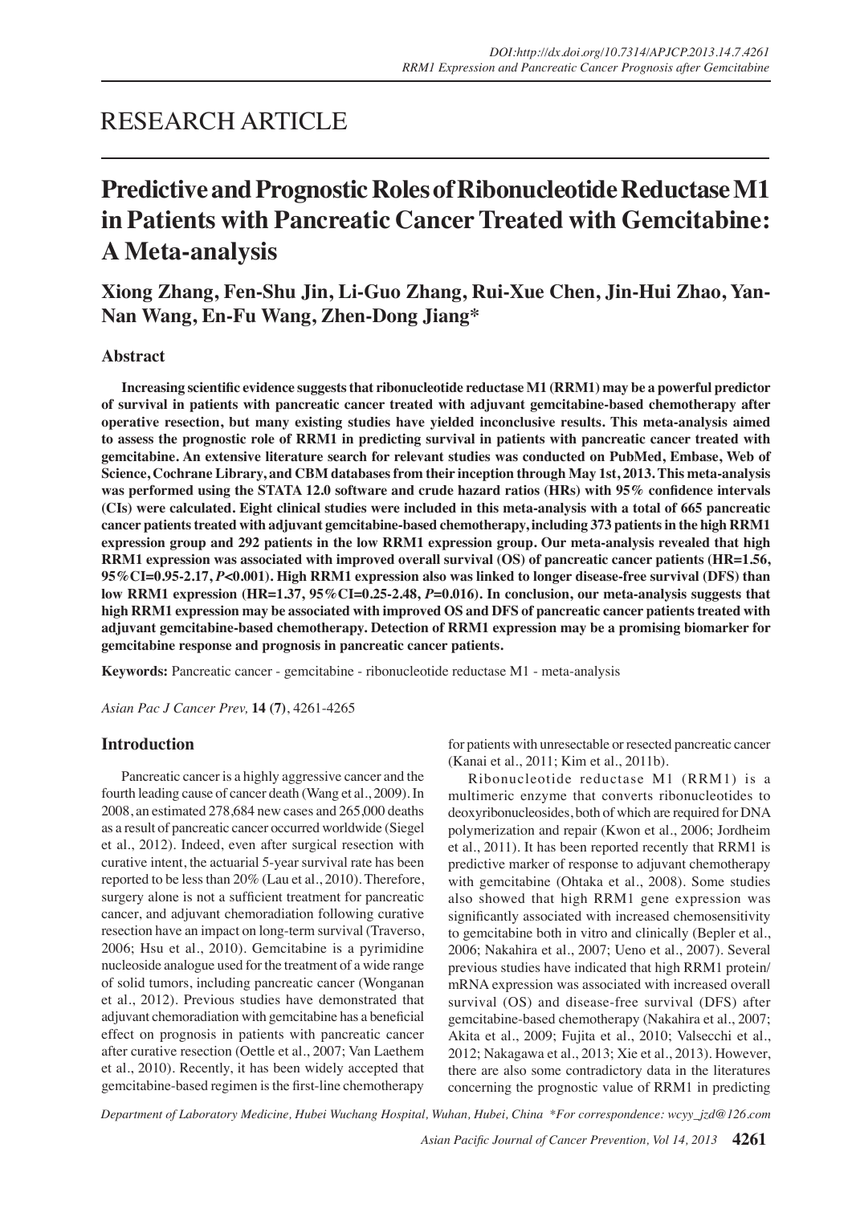# RESEARCH ARTICLE

# Predictive and Prognostic Roles of Ribonucleotide Reductase M1 in Patients with Pancreatic Cancer Treated with Gemcitabine: A Meta-analysis

**Xiong Zhang, Fen-Shu Jin, Li-Guo Zhang, Rui-Xue Chen, Jin-Hui Zhao, Yan-Nan Wang, En-Fu Wang, Zhen-Dong Jiang***

## Abstract

**Increasing scientific evidence suggests that ribonucleotide reductase M1 (RRM1) may be a powerful predictor of survival in patients with pancreatic cancer treated with adjuvant gemcitabine-based chemotherapy after operative resection, but many existing studies have yielded inconclusive results. This meta-analysis aimed to assess the prognostic role of RRM1 in predicting survival in patients with pancreatic cancer treated with gemcitabine. An extensive literature search for relevant studies was conducted on PubMed, Embase, Web of Science, Cochrane Library, and CBM databases from their inception through May 1st, 2013. This meta-analysis was performed using the STATA 12.0 software and crude hazard ratios (HRs) with 95% confidence intervals (CIs) were calculated. Eight clinical studies were included in this meta-analysis with a total of 665 pancreatic cancer patients treated with adjuvant gemcitabine-based chemotherapy, including 373 patients in the high RRM1 expression group and 292 patients in the low RRM1 expression group. Our meta-analysis revealed that high RRM1 expression was associated with improved overall survival (OS) of pancreatic cancer patients (HR=1.56, 95%CI=0.95-2.17, *P*<0.001). High RRM1 expression also was linked to longer disease-free survival (DFS) than low RRM1 expression (HR=1.37, 95%CI=0.25-2.48, *P*=0.016). In conclusion, our meta-analysis suggests that high RRM1 expression may be associated with improved OS and DFS of pancreatic cancer patients treated with adjuvant gemcitabine-based chemotherapy. Detection of RRM1 expression may be a promising biomarker for gemcitabine response and prognosis in pancreatic cancer patients.**

**Keywords:** Pancreatic cancer - gemcitabine - ribonucleotide reductase M1 - meta-analysis

*Asian Pac J Cancer Prev,* **14 (7)**, 4261-4265

## Introduction

Pancreatic cancer is a highly aggressive cancer and the fourth leading cause of cancer death (Wang et al., 2009). In 2008, an estimated 278,684 new cases and 265,000 deaths as a result of pancreatic cancer occurred worldwide (Siegel et al., 2012). Indeed, even after surgical resection with curative intent, the actuarial 5-year survival rate has been reported to be less than 20% (Lau et al., 2010). Therefore, surgery alone is not a sufficient treatment for pancreatic cancer, and adjuvant chemoradiation following curative resection have an impact on long-term survival (Traverso, 2006; Hsu et al., 2010). Gemcitabine is a pyrimidine nucleoside analogue used for the treatment of a wide range of solid tumors, including pancreatic cancer (Wonganan et al., 2012). Previous studies have demonstrated that adjuvant chemoradiation with gemcitabine has a beneficial effect on prognosis in patients with pancreatic cancer after curative resection (Oettle et al., 2007; Van Laethem et al., 2010). Recently, it has been widely accepted that gemcitabine-based regimen is the first-line chemotherapy for patients with unresectable or resected pancreatic cancer (Kanai et al., 2011; Kim et al., 2011b).

Ribonucleotide reductase M1 (RRM1) is a multimeric enzyme that converts ribonucleotides to deoxyribonucleosides, both of which are required for DNA polymerization and repair (Kwon et al., 2006; Jordheim et al., 2011). It has been reported recently that RRM1 is predictive marker of response to adjuvant chemotherapy with gemcitabine (Ohtaka et al., 2008). Some studies also showed that high RRM1 gene expression was significantly associated with increased chemosensitivity to gemcitabine both in vitro and clinically (Bepler et al., 2006; Nakahira et al., 2007; Ueno et al., 2007). Several previous studies have indicated that high RRM1 protein/mRNA expression was associated with increased overall survival (OS) and disease-free survival (DFS) after gemcitabine-based chemotherapy (Nakahira et al., 2007; Akita et al., 2009; Fujita et al., 2010; Valsecchi et al., 2012; Nakagawa et al., 2013; Xie et al., 2013). However, there are also some contradictory data in the literatures concerning the prognostic value of RRM1 in predicting

*Department of Laboratory Medicine, Hubei Wuchang Hospital, Wuhan, Hubei, China \*For correspondence: wcyy_jzd@126.com*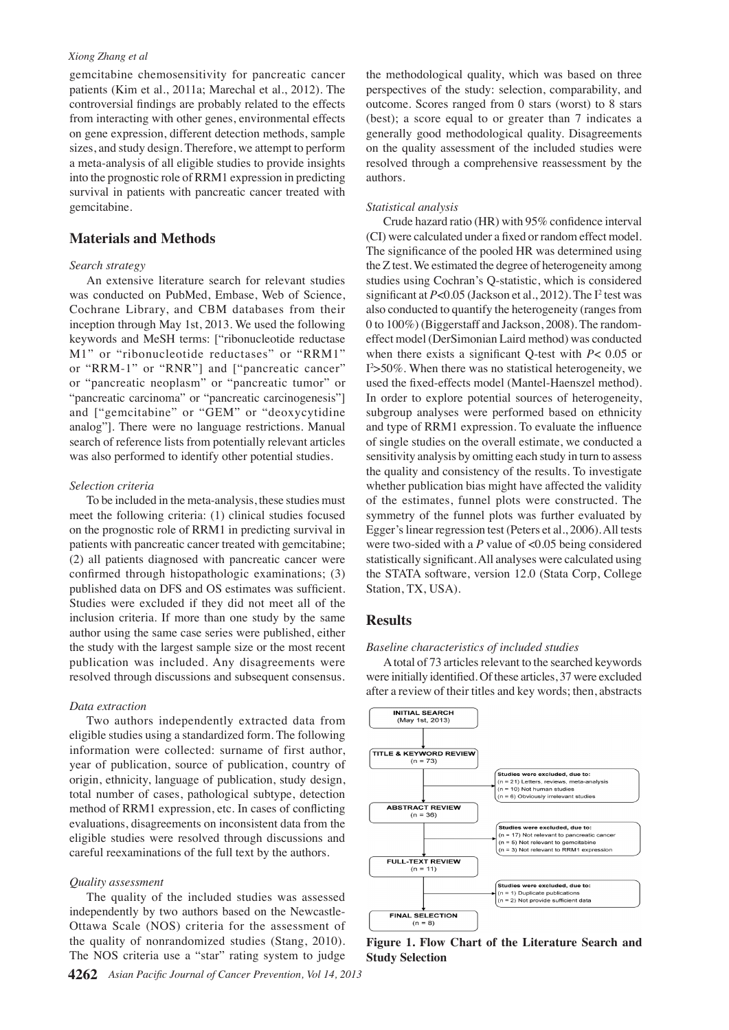gemcitabine chemosensitivity for pancreatic cancer patients (Kim et al., 2011a; Marechal et al., 2012). The controversial findings are probably related to the effects from interacting with other genes, environmental effects on gene expression, different detection methods, sample sizes, and study design. Therefore, we attempt to perform a meta-analysis of all eligible studies to provide insights into the prognostic role of RRM1 expression in predicting survival in patients with pancreatic cancer treated with gemcitabine.

## Materials and Methods

*Search strategy*

An extensive literature search for relevant studies was conducted on PubMed, Embase, Web of Science, Cochrane Library, and CBM databases from their inception through May 1st, 2013. We used the following keywords and MeSH terms: ["ribonucleotide reductase M1" or "ribonucleotide reductases" or "RRM1" or "RRM-1" or "RNR"] and ["pancreatic cancer" or "pancreatic neoplasm" or "pancreatic tumor" or "pancreatic carcinoma" or "pancreatic carcinogenesis"] and ["gemcitabine" or "GEM" or "deoxycytidine analog"]. There were no language restrictions. Manual search of reference lists from potentially relevant articles was also performed to identify other potential studies.

*Selection criteria*

To be included in the meta-analysis, these studies must meet the following criteria: (1) clinical studies focused on the prognostic role of RRM1 in predicting survival in patients with pancreatic cancer treated with gemcitabine; (2) all patients diagnosed with pancreatic cancer were confirmed through histopathologic examinations; (3) published data on DFS and OS estimates was sufficient. Studies were excluded if they did not meet all of the inclusion criteria. If more than one study by the same author using the same case series were published, either the study with the largest sample size or the most recent publication was included. Any disagreements were resolved through discussions and subsequent consensus.

*Data extraction*

Two authors independently extracted data from eligible studies using a standardized form. The following information were collected: surname of first author, year of publication, source of publication, country of origin, ethnicity, language of publication, study design, total number of cases, pathological subtype, detection method of RRM1 expression, etc. In cases of conflicting evaluations, disagreements on inconsistent data from the eligible studies were resolved through discussions and careful reexaminations of the full text by the authors.

*Quality assessment*

The quality of the included studies was assessed independently by two authors based on the Newcastle-Ottawa Scale (NOS) criteria for the assessment of the quality of nonrandomized studies (Stang, 2010). The NOS criteria use a "star" rating system to judge the methodological quality, which was based on three perspectives of the study: selection, comparability, and outcome. Scores ranged from 0 stars (worst) to 8 stars (best); a score equal to or greater than 7 indicates a generally good methodological quality. Disagreements on the quality assessment of the included studies were resolved through a comprehensive reassessment by the authors.

*Statistical analysis*

Crude hazard ratio (HR) with 95% confidence interval (CI) were calculated under a fixed or random effect model. The significance of the pooled HR was determined using the Z test. We estimated the degree of heterogeneity among studies using Cochran's Q-statistic, which is considered significant at $P<0.05$ (Jackson et al., 2012). The $I^2$ test was also conducted to quantify the heterogeneity (ranges from 0 to 100%) (Biggerstaff and Jackson, 2008). The random-effect model (DerSimonian Laird method) was conducted when there exists a significant Q-test with $P<0.05$ or $I^2>50\%$. When there was no statistical heterogeneity, we used the fixed-effects model (Mantel-Haenszel method). In order to explore potential sources of heterogeneity, subgroup analyses were performed based on ethnicity and type of RRM1 expression. To evaluate the influence of single studies on the overall estimate, we conducted a sensitivity analysis by omitting each study in turn to assess the quality and consistency of the results. To investigate whether publication bias might have affected the validity of the estimates, funnel plots were constructed. The symmetry of the funnel plots was further evaluated by Egger's linear regression test (Peters et al., 2006). All tests were two-sided with a $P$ value of $<0.05$ being considered statistically significant. All analyses were calculated using the STATA software, version 12.0 (Stata Corp, College Station, TX, USA).

## Results

*Baseline characteristics of included studies*

A total of 73 articles relevant to the searched keywords were initially identified. Of these articles, 37 were excluded after a review of their titles and key words; then, abstracts

**Figure 1. Flow Chart of the Literature Search and Study Selection**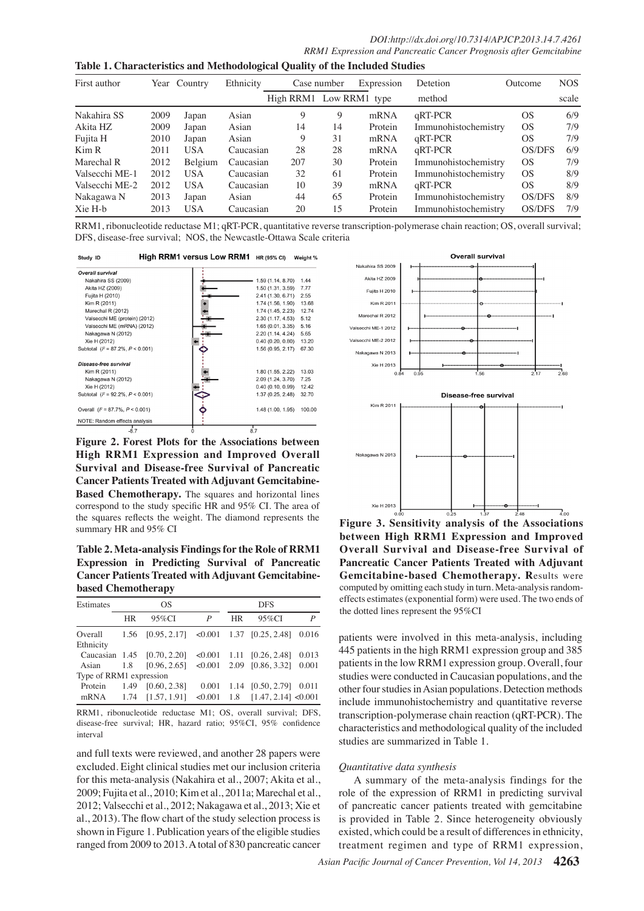**Table 1. Characteristics and Methodological Quality of the Included Studies**

| First author | Year | Country | Ethnicity | Case number | | Expression | Detetion | Outcome | NOS |
|---|---|---|---|---|---|---|---|---|---|
| | | | | High RRM1 | Low RRM1 | type | method | | scale |
| Nakahira SS | 2009 | Japan | Asian | 9 | 9 | mRNA | qRT-PCR | OS | 6/9 |
| Akita HZ | 2009 | Japan | Asian | 14 | 14 | Protein | Immunohistochemistry | OS | 7/9 |
| Fujita H | 2010 | Japan | Asian | 9 | 31 | mRNA | qRT-PCR | OS | 7/9 |
| Kim R | 2011 | USA | Caucasian | 28 | 28 | mRNA | qRT-PCR | OS/DFS | 6/9 |
| Marechal R | 2012 | Belgium | Caucasian | 207 | 30 | Protein | Immunohistochemistry | OS | 7/9 |
| Valsecchi ME-1 | 2012 | USA | Caucasian | 32 | 61 | Protein | Immunohistochemistry | OS | 8/9 |
| Valsecchi ME-2 | 2012 | USA | Caucasian | 10 | 39 | mRNA | qRT-PCR | OS | 8/9 |
| Nakagawa N | 2013 | Japan | Asian | 44 | 65 | Protein | Immunohistochemistry | OS/DFS | 8/9 |
| Xie H-b | 2013 | USA | Caucasian | 20 | 15 | Protein | Immunohistochemistry | OS/DFS | 7/9 |

RRM1, ribonucleotide reductase M1; qRT-PCR, quantitative reverse transcription-polymerase chain reaction; OS, overall survival; DFS, disease-free survival; NOS, the Newcastle-Ottawa Scale criteria

**Figure 2. Forest Plots for the Associations between High RRM1 Expression and Improved Overall Survival and Disease-free Survival of Pancreatic Cancer Patients Treated with Adjuvant Gemcitabine-Based Chemotherapy.** The squares and horizontal lines correspond to the study specific HR and 95% CI. The area of the squares reflects the weight. The diamond represents the summary HR and 95% CI

**Figure 3. Sensitivity analysis of the Associations between High RRM1 Expression and Improved Overall Survival and Disease-free Survival of Pancreatic Cancer Patients Treated with Adjuvant Gemcitabine-based Chemotherapy.** Results were computed by omitting each study in turn. Meta-analysis random-effects estimates (exponential form) were used. The two ends of the dotted lines represent the 95%CI

**Table 2. Meta-analysis Findings for the Role of RRM1 Expression in Predicting Survival of Pancreatic Cancer Patients Treated with Adjuvant Gemcitabine-based Chemotherapy**

| Estimates | OS | | | DFS | | |
|---|---|---|---|---|---|---|
| | HR | 95%CI | *P* | HR | 95%CI | *P* |
| Overall | 1.56 | [0.95, 2.17] | <0.001 | 1.37 | [0.25, 2.48] | 0.016 |
| Ethnicity | | | | | | |
| Caucasian | 1.45 | [0.70, 2.20] | <0.001 | 1.11 | [0.26, 2.48] | 0.013 |
| Asian | 1.8 | [0.96, 2.65] | <0.001 | 2.09 | [0.86, 3.32] | 0.001 |
| Type of RRM1 expression | | | | | | |
| Protein | 1.49 | [0.60, 2.38] | 0.001 | 1.14 | [0.50, 2.79] | 0.011 |
| mRNA | 1.74 | [1.57, 1.91] | <0.001 | 1.8 | [1.47, 2.14] | <0.001 |

RRM1, ribonucleotide reductase M1; OS, overall survival; DFS, disease-free survival; HR, hazard ratio; 95%CI, 95% confidence interval

and full texts were reviewed, and another 28 papers were excluded. Eight clinical studies met our inclusion criteria for this meta-analysis (Nakahira et al., 2007; Akita et al., 2009; Fujita et al., 2010; Kim et al., 2011a; Marechal et al., 2012; Valsecchi et al., 2012; Nakagawa et al., 2013; Xie et al., 2013). The flow chart of the study selection process is shown in Figure 1. Publication years of the eligible studies ranged from 2009 to 2013. A total of 830 pancreatic cancer patients were involved in this meta-analysis, including 445 patients in the high RRM1 expression group and 385 patients in the low RRM1 expression group. Overall, four studies were conducted in Caucasian populations, and the other four studies in Asian populations. Detection methods include immunohistochemistry and quantitative reverse transcription-polymerase chain reaction (qRT-PCR). The characteristics and methodological quality of the included studies are summarized in Table 1.

*Quantitative data synthesis*

A summary of the meta-analysis findings for the role of the expression of RRM1 in predicting survival of pancreatic cancer patients treated with gemcitabine is provided in Table 2. Since heterogeneity obviously existed, which could be a result of differences in ethnicity, treatment regimen and type of RRM1 expression,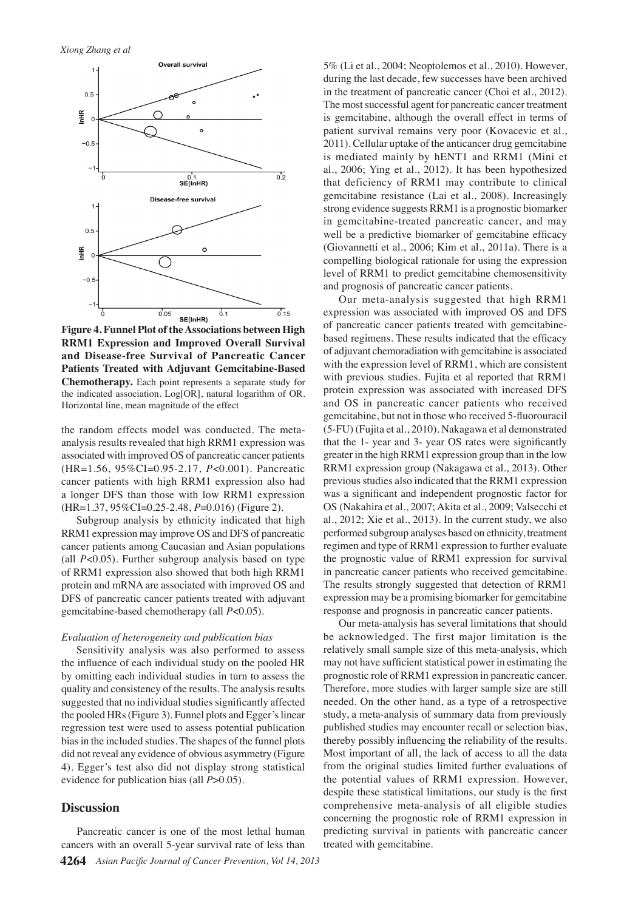**Figure 4. Funnel Plot of the Associations between High RRM1 Expression and Improved Overall Survival and Disease-free Survival of Pancreatic Cancer Patients Treated with Adjuvant Gemcitabine-Based Chemotherapy.** Each point represents a separate study for the indicated association. Log[OR], natural logarithm of OR. Horizontal line, mean magnitude of the effect

the random effects model was conducted. The meta-analysis results revealed that high RRM1 expression was associated with improved OS of pancreatic cancer patients (HR=1.56, 95%CI=0.95-2.17, $P$<0.001). Pancreatic cancer patients with high RRM1 expression also had a longer DFS than those with low RRM1 expression (HR=1.37, 95%CI=0.25-2.48, $P$=0.016) (Figure 2).

Subgroup analysis by ethnicity indicated that high RRM1 expression may improve OS and DFS of pancreatic cancer patients among Caucasian and Asian populations (all $P$<0.05). Further subgroup analysis based on type of RRM1 expression also showed that both high RRM1 protein and mRNA are associated with improved OS and DFS of pancreatic cancer patients treated with adjuvant gemcitabine-based chemotherapy (all $P$<0.05).

*Evaluation of heterogeneity and publication bias*

Sensitivity analysis was also performed to assess the influence of each individual study on the pooled HR by omitting each individual studies in turn to assess the quality and consistency of the results. The analysis results suggested that no individual studies significantly affected the pooled HRs (Figure 3). Funnel plots and Egger's linear regression test were used to assess potential publication bias in the included studies. The shapes of the funnel plots did not reveal any evidence of obvious asymmetry (Figure 4). Egger's test also did not display strong statistical evidence for publication bias (all $P$>0.05).

## Discussion

Pancreatic cancer is one of the most lethal human cancers with an overall 5-year survival rate of less than 5% (Li et al., 2004; Neoptolemos et al., 2010). However, during the last decade, few successes have been archived in the treatment of pancreatic cancer (Choi et al., 2012). The most successful agent for pancreatic cancer treatment is gemcitabine, although the overall effect in terms of patient survival remains very poor (Kovacevic et al., 2011). Cellular uptake of the anticancer drug gemcitabine is mediated mainly by hENT1 and RRM1 (Mini et al., 2006; Ying et al., 2012). It has been hypothesized that deficiency of RRM1 may contribute to clinical gemcitabine resistance (Lai et al., 2008). Increasingly strong evidence suggests RRM1 is a prognostic biomarker in gemcitabine-treated pancreatic cancer, and may well be a predictive biomarker of gemcitabine efficacy (Giovannetti et al., 2006; Kim et al., 2011a). There is a compelling biological rationale for using the expression level of RRM1 to predict gemcitabine chemosensitivity and prognosis of pancreatic cancer patients.

Our meta-analysis suggested that high RRM1 expression was associated with improved OS and DFS of pancreatic cancer patients treated with gemcitabine-based regimens. These results indicated that the efficacy of adjuvant chemoradiation with gemcitabine is associated with the expression level of RRM1, which are consistent with previous studies. Fujita et al reported that RRM1 protein expression was associated with increased DFS and OS in pancreatic cancer patients who received gemcitabine, but not in those who received 5-fluorouracil (5-FU) (Fujita et al., 2010). Nakagawa et al demonstrated that the 1- year and 3- year OS rates were significantly greater in the high RRM1 expression group than in the low RRM1 expression group (Nakagawa et al., 2013). Other previous studies also indicated that the RRM1 expression was a significant and independent prognostic factor for OS (Nakahira et al., 2007; Akita et al., 2009; Valsecchi et al., 2012; Xie et al., 2013). In the current study, we also performed subgroup analyses based on ethnicity, treatment regimen and type of RRM1 expression to further evaluate the prognostic value of RRM1 expression for survival in pancreatic cancer patients who received gemcitabine. The results strongly suggested that detection of RRM1 expression may be a promising biomarker for gemcitabine response and prognosis in pancreatic cancer patients.

Our meta-analysis has several limitations that should be acknowledged. The first major limitation is the relatively small sample size of this meta-analysis, which may not have sufficient statistical power in estimating the prognostic role of RRM1 expression in pancreatic cancer. Therefore, more studies with larger sample size are still needed. On the other hand, as a type of a retrospective study, a meta-analysis of summary data from previously published studies may encounter recall or selection bias, thereby possibly influencing the reliability of the results. Most important of all, the lack of access to all the data from the original studies limited further evaluations of the potential values of RRM1 expression. However, despite these statistical limitations, our study is the first comprehensive meta-analysis of all eligible studies concerning the prognostic role of RRM1 expression in predicting survival in patients with pancreatic cancer treated with gemcitabine.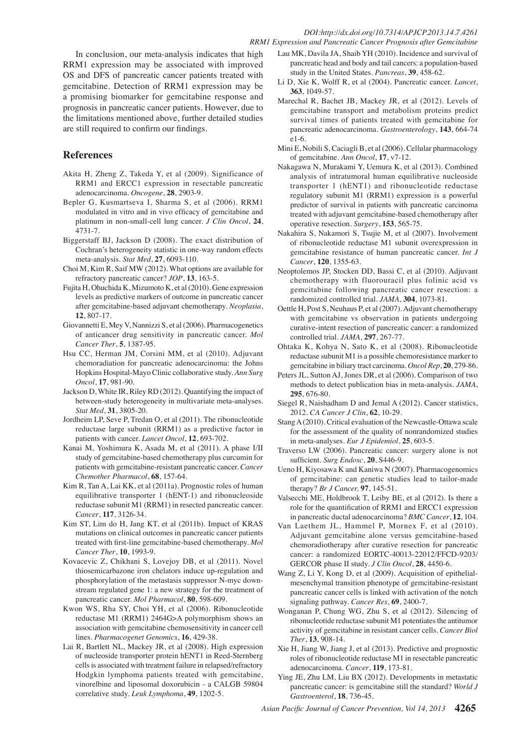In conclusion, our meta-analysis indicates that high RRM1 expression may be associated with improved OS and DFS of pancreatic cancer patients treated with gemcitabine. Detection of RRM1 expression may be a promising biomarker for gemcitabine response and prognosis in pancreatic cancer patients. However, due to the limitations mentioned above, further detailed studies are still required to confirm our findings.

## References

Akita H, Zheng Z, Takeda Y, et al (2009). Significance of RRM1 and ERCC1 expression in resectable pancreatic adenocarcinoma. *Oncogene*, **28**, 2903-9.

Bepler G, Kusmartseva I, Sharma S, et al (2006). RRM1 modulated in vitro and in vivo efficacy of gemcitabine and platinum in non-small-cell lung cancer. *J Clin Oncol*, **24**, 4731-7.

Biggerstaff BJ, Jackson D (2008). The exact distribution of Cochran's heterogeneity statistic in one-way random effects meta-analysis. *Stat Med*, **27**, 6093-110.

Choi M, Kim R, Saif MW (2012). What options are available for refractory pancreatic cancer? *JOP*, **13**, 163-5.

Fujita H, Ohuchida K, Mizumoto K, et al (2010). Gene expression levels as predictive markers of outcome in pancreatic cancer after gemcitabine-based adjuvant chemotherapy. *Neoplasia*, **12**, 807-17.

Giovannetti E, Mey V, Nannizzi S, et al (2006). Pharmacogenetics of anticancer drug sensitivity in pancreatic cancer. *Mol Cancer Ther*, **5**, 1387-95.

Hsu CC, Herman JM, Corsini MM, et al (2010). Adjuvant chemoradiation for pancreatic adenocarcinoma: the Johns Hopkins Hospital-Mayo Clinic collaborative study. *Ann Surg Oncol*, **17**, 981-90.

Jackson D, White IR, Riley RD (2012). Quantifying the impact of between-study heterogeneity in multivariate meta-analyses. *Stat Med*, **31**, 3805-20.

Jordheim LP, Seve P, Tredan O, et al (2011). The ribonucleotide reductase large subunit (RRM1) as a predictive factor in patients with cancer. *Lancet Oncol*, **12**, 693-702.

Kanai M, Yoshimura K, Asada M, et al (2011). A phase I/II study of gemcitabine-based chemotherapy plus curcumin for patients with gemcitabine-resistant pancreatic cancer. *Cancer Chemother Pharmacol*, **68**, 157-64.

Kim R, Tan A, Lai KK, et al (2011a). Prognostic roles of human equilibrative transporter 1 (hENT-1) and ribonucleoside reductase subunit M1 (RRM1) in resected pancreatic cancer. *Cancer*, **117**, 3126-34.

Kim ST, Lim do H, Jang KT, et al (2011b). Impact of KRAS mutations on clinical outcomes in pancreatic cancer patients treated with first-line gemcitabine-based chemotherapy. *Mol Cancer Ther*, **10**, 1993-9.

Kovacevic Z, Chikhani S, Lovejoy DB, et al (2011). Novel thiosemicarbazone iron chelators induce up-regulation and phosphorylation of the metastasis suppressor N-myc downstream regulated gene 1: a new strategy for the treatment of pancreatic cancer. *Mol Pharmacol*, **80**, 598-609.

Kwon WS, Rha SY, Choi YH, et al (2006). Ribonucleotide reductase M1 (RRM1) 2464G>A polymorphism shows an association with gemcitabine chemosensitivity in cancer cell lines. *Pharmacogenet Genomics*, **16**, 429-38.

Lai R, Bartlett NL, Mackey JR, et al (2008). High expression of nucleoside transporter protein hENT1 in Reed-Sternberg cells is associated with treatment failure in relapsed/refractory Hodgkin lymphoma patients treated with gemcitabine, vinorelbine and liposomal doxorubicin - a CALGB 59804 correlative study. *Leuk Lymphoma*, **49**, 1202-5.

Lau MK, Davila JA, Shaib YH (2010). Incidence and survival of pancreatic head and body and tail cancers: a population-based study in the United States. *Pancreas*, **39**, 458-62.

Li D, Xie K, Wolff R, et al (2004). Pancreatic cancer. *Lancet*, **363**, 1049-57.

Marechal R, Bachet JB, Mackey JR, et al (2012). Levels of gemcitabine transport and metabolism proteins predict survival times of patients treated with gemcitabine for pancreatic adenocarcinoma. *Gastroenterology*, **143**, 664-74 e1-6.

Mini E, Nobili S, Caciagli B, et al (2006). Cellular pharmacology of gemcitabine. *Ann Oncol*, **17**, v7-12.

Nakagawa N, Murakami Y, Uemura K, et al (2013). Combined analysis of intratumoral human equilibrative nucleoside transporter 1 (hENT1) and ribonucleotide reductase regulatory subunit M1 (RRM1) expression is a powerful predictor of survival in patients with pancreatic carcinoma treated with adjuvant gemcitabine-based chemotherapy after operative resection. *Surgery*, **153**, 565-75.

Nakahira S, Nakamori S, Tsujie M, et al (2007). Involvement of ribonucleotide reductase M1 subunit overexpression in gemcitabine resistance of human pancreatic cancer. *Int J Cancer*, **120**, 1355-63.

Neoptolemos JP, Stocken DD, Bassi C, et al (2010). Adjuvant chemotherapy with fluorouracil plus folinic acid vs gemcitabine following pancreatic cancer resection: a randomized controlled trial. *JAMA*, **304**, 1073-81.

Oettle H, Post S, Neuhaus P, et al (2007). Adjuvant chemotherapy with gemcitabine vs observation in patients undergoing curative-intent resection of pancreatic cancer: a randomized controlled trial. *JAMA*, **297**, 267-77.

Ohtaka K, Kohya N, Sato K, et al (2008). Ribonucleotide reductase subunit M1 is a possible chemoresistance marker to gemcitabine in biliary tract carcinoma. *Oncol Rep*, **20**, 279-86.

Peters JL, Sutton AJ, Jones DR, et al (2006). Comparison of two methods to detect publication bias in meta-analysis. *JAMA*, **295**, 676-80.

Siegel R, Naishadham D and Jemal A (2012). Cancer statistics, 2012. *CA Cancer J Clin*, **62**, 10-29.

Stang A (2010). Critical evaluation of the Newcastle-Ottawa scale for the assessment of the quality of nonrandomized studies in meta-analyses. *Eur J Epidemiol*, **25**, 603-5.

Traverso LW (2006). Pancreatic cancer: surgery alone is not sufficient. *Surg Endosc*, **20**, S446-9.

Ueno H, Kiyosawa K and Kaniwa N (2007). Pharmacogenomics of gemcitabine: can genetic studies lead to tailor-made therapy? *Br J Cancer,* **97**, 145-51.

Valsecchi ME, Holdbrook T, Leiby BE, et al (2012). Is there a role for the quantification of RRM1 and ERCC1 expression in pancreatic ductal adenocarcinoma? *BMC Cancer*, **12**, 104.

Van Laethem JL, Hammel P, Mornex F, et al (2010). Adjuvant gemcitabine alone versus gemcitabine-based chemoradiotherapy after curative resection for pancreatic cancer: a randomized EORTC-40013-22012/FFCD-9203/GERCOR phase II study. *J Clin Oncol*, **28**, 4450-6.

Wang Z, Li Y, Kong D, et al (2009). Acquisition of epithelial-mesenchymal transition phenotype of gemcitabine-resistant pancreatic cancer cells is linked with activation of the notch signaling pathway. *Cancer Res*, **69**, 2400-7.

Wonganan P, Chung WG, Zhu S, et al (2012). Silencing of ribonucleotide reductase subunit M1 potentiates the antitumor activity of gemcitabine in resistant cancer cells. *Cancer Biol Ther*, **13**, 908-14.

Xie H, Jiang W, Jiang J, et al (2013). Predictive and prognostic roles of ribonucleotide reductase M1 in resectable pancreatic adenocarcinoma. *Cancer*, **119**, 173-81.

Ying JE, Zhu LM, Liu BX (2012). Developments in metastatic pancreatic cancer: is gemcitabine still the standard? *World J Gastroenterol*, **18**, 736-45.